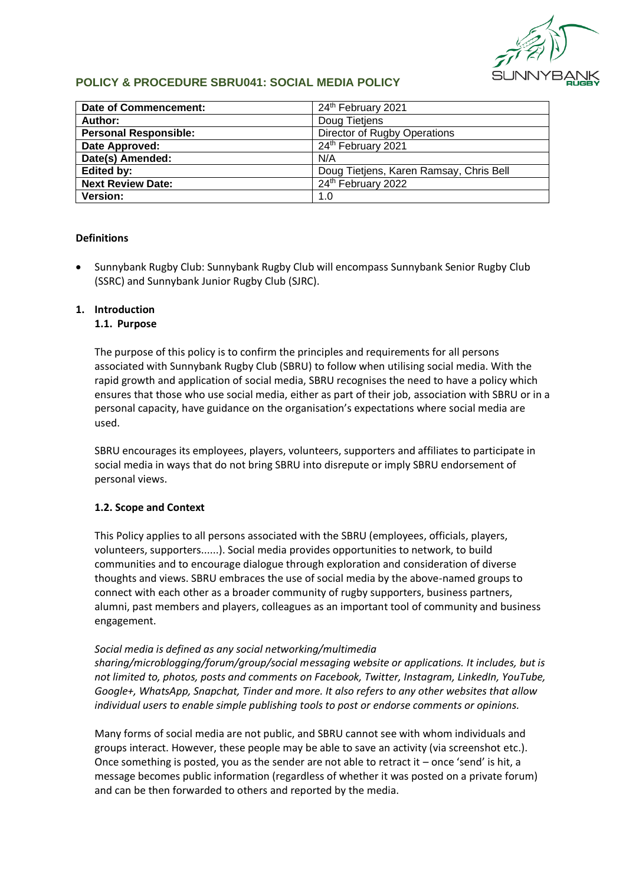## POLICY & PROCEDURE SBRU041: SOCIAL MEDIA POLICY

| Date of Commencement: | 24th February 2021 |
|---|---|
| Author: | Doug Tietjens |
| Personal Responsible: | Director of Rugby Operations |
| Date Approved: | 24th February 2021 |
| Date(s) Amended: | N/A |
| Edited by: | Doug Tietjens, Karen Ramsay, Chris Bell |
| Next Review Date: | 24th February 2022 |
| Version: | 1.0 |

### Definitions

- Sunnybank Rugby Club: Sunnybank Rugby Club will encompass Sunnybank Senior Rugby Club (SSRC) and Sunnybank Junior Rugby Club (SJRC).

### 1. Introduction

#### 1.1. Purpose

The purpose of this policy is to confirm the principles and requirements for all persons associated with Sunnybank Rugby Club (SBRU) to follow when utilising social media. With the rapid growth and application of social media, SBRU recognises the need to have a policy which ensures that those who use social media, either as part of their job, association with SBRU or in a personal capacity, have guidance on the organisation's expectations where social media are used.

SBRU encourages its employees, players, volunteers, supporters and affiliates to participate in social media in ways that do not bring SBRU into disrepute or imply SBRU endorsement of personal views.

#### 1.2. Scope and Context

This Policy applies to all persons associated with the SBRU (employees, officials, players, volunteers, supporters......). Social media provides opportunities to network, to build communities and to encourage dialogue through exploration and consideration of diverse thoughts and views. SBRU embraces the use of social media by the above-named groups to connect with each other as a broader community of rugby supporters, business partners, alumni, past members and players, colleagues as an important tool of community and business engagement.

*Social media is defined as any social networking/multimedia sharing/microblogging/forum/group/social messaging website or applications. It includes, but is not limited to, photos, posts and comments on Facebook, Twitter, Instagram, LinkedIn, YouTube, Google+, WhatsApp, Snapchat, Tinder and more. It also refers to any other websites that allow individual users to enable simple publishing tools to post or endorse comments or opinions.*

Many forms of social media are not public, and SBRU cannot see with whom individuals and groups interact. However, these people may be able to save an activity (via screenshot etc.). Once something is posted, you as the sender are not able to retract it – once 'send' is hit, a message becomes public information (regardless of whether it was posted on a private forum) and can be then forwarded to others and reported by the media.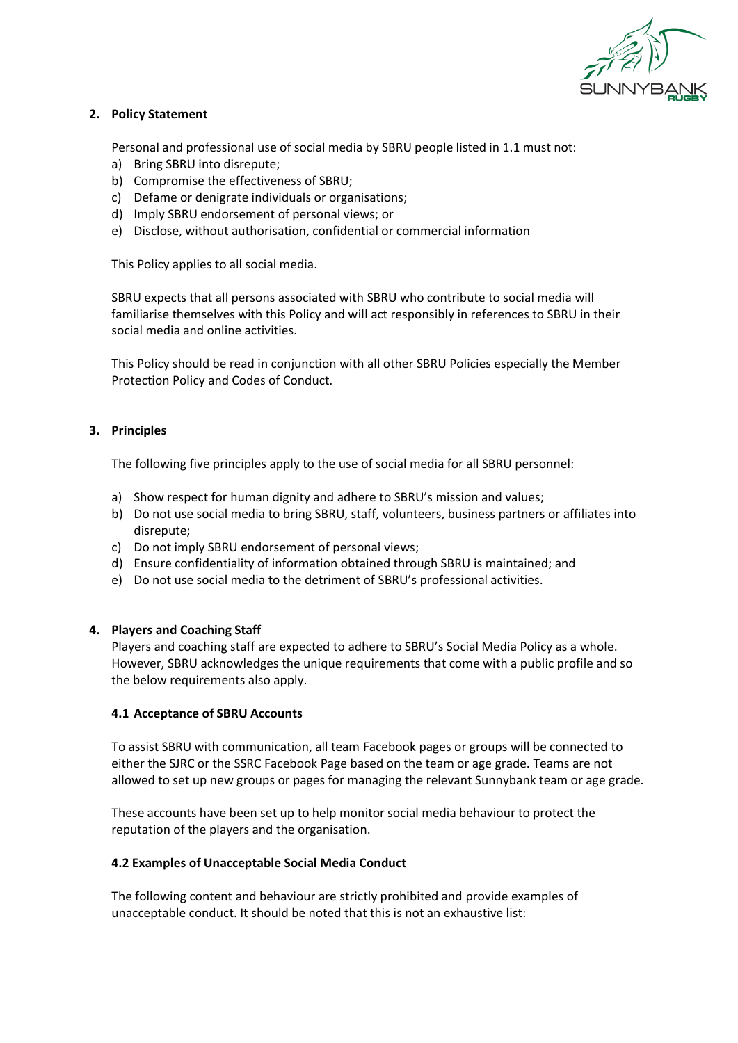## 2. Policy Statement

Personal and professional use of social media by SBRU people listed in 1.1 must not:

a) Bring SBRU into disrepute;
b) Compromise the effectiveness of SBRU;
c) Defame or denigrate individuals or organisations;
d) Imply SBRU endorsement of personal views; or
e) Disclose, without authorisation, confidential or commercial information

This Policy applies to all social media.

SBRU expects that all persons associated with SBRU who contribute to social media will familiarise themselves with this Policy and will act responsibly in references to SBRU in their social media and online activities.

This Policy should be read in conjunction with all other SBRU Policies especially the Member Protection Policy and Codes of Conduct.

## 3. Principles

The following five principles apply to the use of social media for all SBRU personnel:

a) Show respect for human dignity and adhere to SBRU's mission and values;
b) Do not use social media to bring SBRU, staff, volunteers, business partners or affiliates into disrepute;
c) Do not imply SBRU endorsement of personal views;
d) Ensure confidentiality of information obtained through SBRU is maintained; and
e) Do not use social media to the detriment of SBRU's professional activities.

## 4. Players and Coaching Staff

Players and coaching staff are expected to adhere to SBRU's Social Media Policy as a whole. However, SBRU acknowledges the unique requirements that come with a public profile and so the below requirements also apply.

### 4.1 Acceptance of SBRU Accounts

To assist SBRU with communication, all team Facebook pages or groups will be connected to either the SJRC or the SSRC Facebook Page based on the team or age grade. Teams are not allowed to set up new groups or pages for managing the relevant Sunnybank team or age grade.

These accounts have been set up to help monitor social media behaviour to protect the reputation of the players and the organisation.

### 4.2 Examples of Unacceptable Social Media Conduct

The following content and behaviour are strictly prohibited and provide examples of unacceptable conduct. It should be noted that this is not an exhaustive list: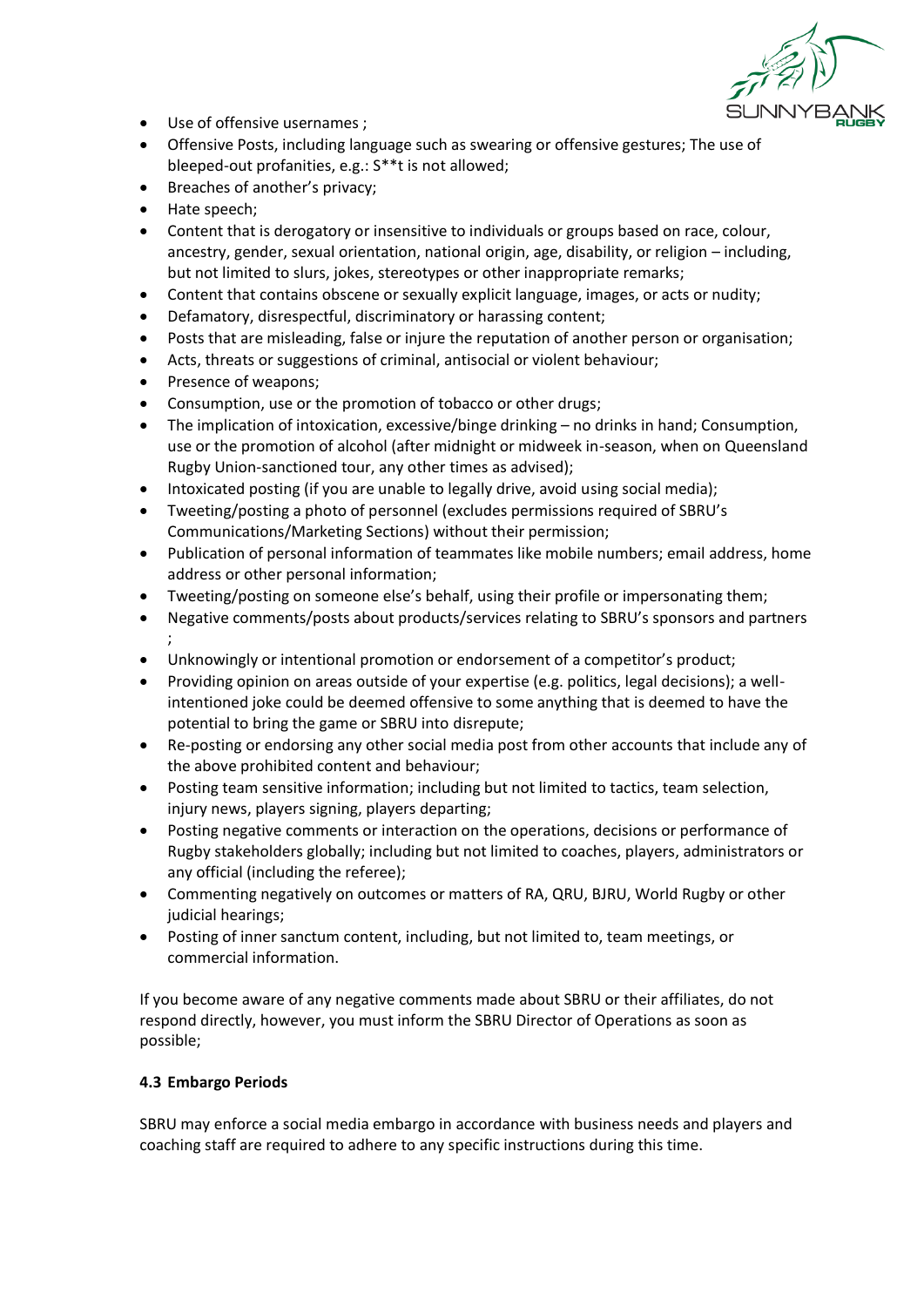- Use of offensive usernames ;
- Offensive Posts, including language such as swearing or offensive gestures; The use of bleeped-out profanities, e.g.: S**t is not allowed;
- Breaches of another's privacy;
- Hate speech;
- Content that is derogatory or insensitive to individuals or groups based on race, colour, ancestry, gender, sexual orientation, national origin, age, disability, or religion – including, but not limited to slurs, jokes, stereotypes or other inappropriate remarks;
- Content that contains obscene or sexually explicit language, images, or acts or nudity;
- Defamatory, disrespectful, discriminatory or harassing content;
- Posts that are misleading, false or injure the reputation of another person or organisation;
- Acts, threats or suggestions of criminal, antisocial or violent behaviour;
- Presence of weapons;
- Consumption, use or the promotion of tobacco or other drugs;
- The implication of intoxication, excessive/binge drinking – no drinks in hand; Consumption, use or the promotion of alcohol (after midnight or midweek in-season, when on Queensland Rugby Union-sanctioned tour, any other times as advised);
- Intoxicated posting (if you are unable to legally drive, avoid using social media);
- Tweeting/posting a photo of personnel (excludes permissions required of SBRU's Communications/Marketing Sections) without their permission;
- Publication of personal information of teammates like mobile numbers; email address, home address or other personal information;
- Tweeting/posting on someone else's behalf, using their profile or impersonating them;
- Negative comments/posts about products/services relating to SBRU's sponsors and partners ;
- Unknowingly or intentional promotion or endorsement of a competitor's product;
- Providing opinion on areas outside of your expertise (e.g. politics, legal decisions); a well-intentioned joke could be deemed offensive to some anything that is deemed to have the potential to bring the game or SBRU into disrepute;
- Re-posting or endorsing any other social media post from other accounts that include any of the above prohibited content and behaviour;
- Posting team sensitive information; including but not limited to tactics, team selection, injury news, players signing, players departing;
- Posting negative comments or interaction on the operations, decisions or performance of Rugby stakeholders globally; including but not limited to coaches, players, administrators or any official (including the referee);
- Commenting negatively on outcomes or matters of RA, QRU, BJRU, World Rugby or other judicial hearings;
- Posting of inner sanctum content, including, but not limited to, team meetings, or commercial information.

If you become aware of any negative comments made about SBRU or their affiliates, do not respond directly, however, you must inform the SBRU Director of Operations as soon as possible;

### 4.3 Embargo Periods

SBRU may enforce a social media embargo in accordance with business needs and players and coaching staff are required to adhere to any specific instructions during this time.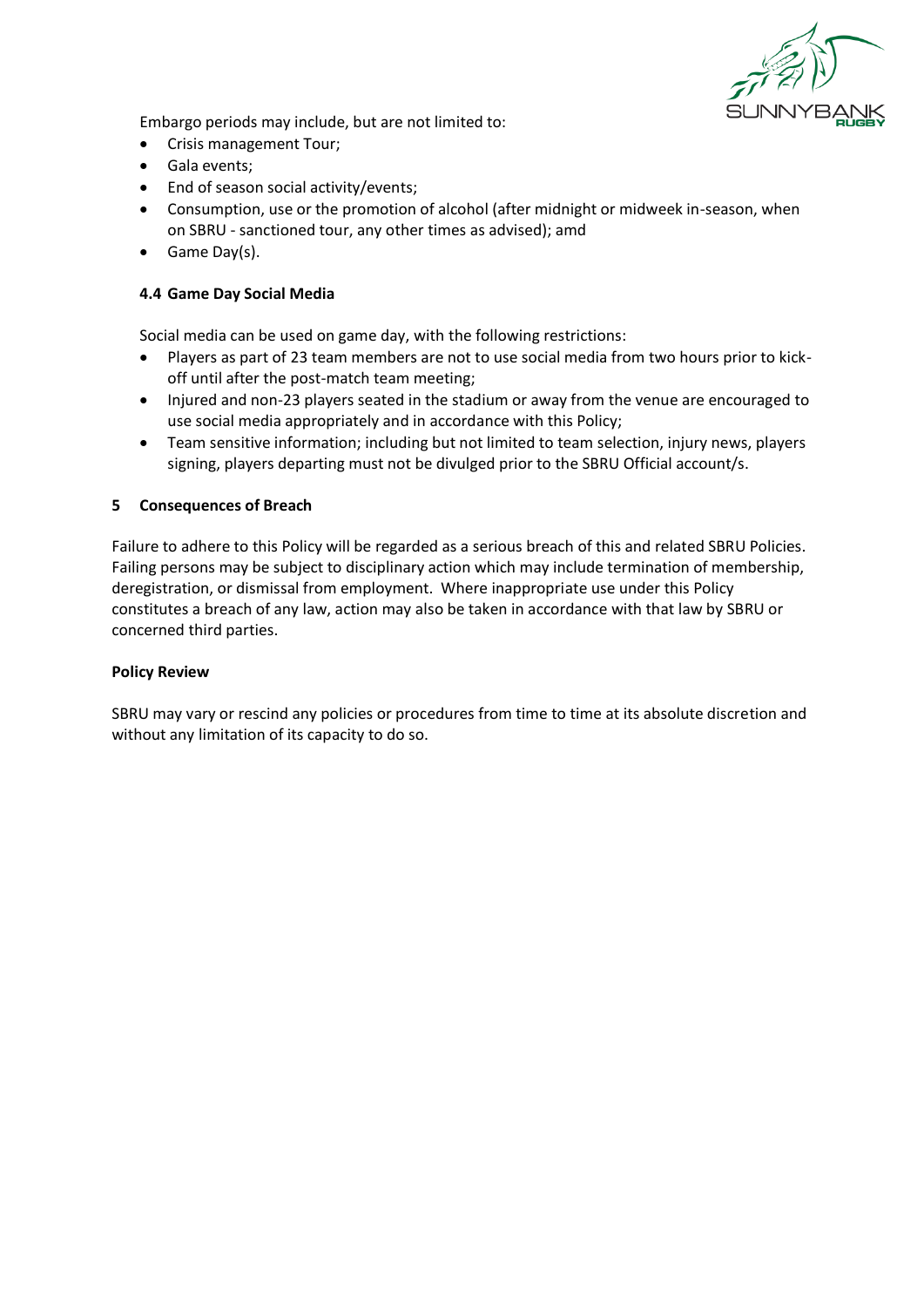Embargo periods may include, but are not limited to:

- Crisis management Tour;
- Gala events;
- End of season social activity/events;
- Consumption, use or the promotion of alcohol (after midnight or midweek in-season, when on SBRU - sanctioned tour, any other times as advised); amd
- Game Day(s).

### 4.4 Game Day Social Media

Social media can be used on game day, with the following restrictions:

- Players as part of 23 team members are not to use social media from two hours prior to kick-off until after the post-match team meeting;
- Injured and non-23 players seated in the stadium or away from the venue are encouraged to use social media appropriately and in accordance with this Policy;
- Team sensitive information; including but not limited to team selection, injury news, players signing, players departing must not be divulged prior to the SBRU Official account/s.

## 5 Consequences of Breach

Failure to adhere to this Policy will be regarded as a serious breach of this and related SBRU Policies. Failing persons may be subject to disciplinary action which may include termination of membership, deregistration, or dismissal from employment. Where inappropriate use under this Policy constitutes a breach of any law, action may also be taken in accordance with that law by SBRU or concerned third parties.

## Policy Review

SBRU may vary or rescind any policies or procedures from time to time at its absolute discretion and without any limitation of its capacity to do so.